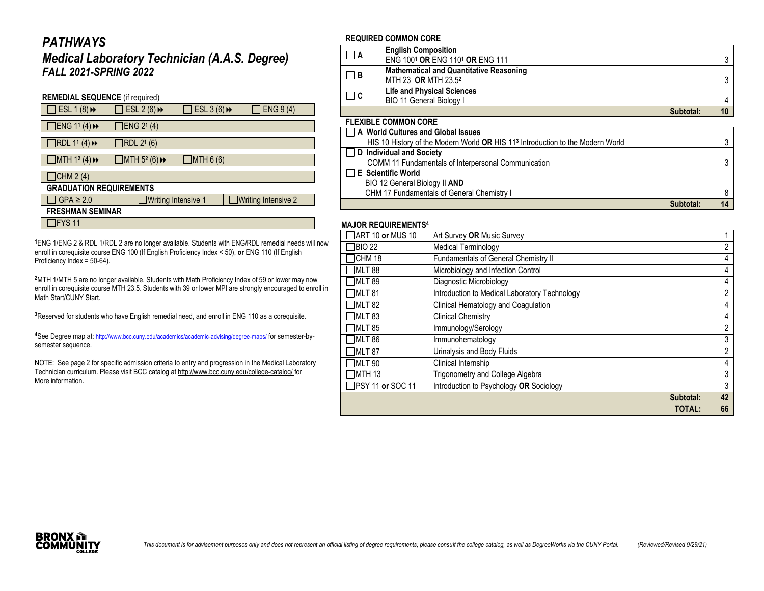# *PATHWAYS*

## *Medical Laboratory Technician (A.A.S. Degree)*

### *FALL 2021-SPRING 2022*

**REMEDIAL SEQUENCE** (if required)

| | | | |
|---|---|---|---|
| ☐ ESL 1 (8) ⏩ | ☐ ESL 2 (6) ⏩ | ☐ ESL 3 (6) ⏩ | ☐ ENG 9 (4) |
| ☐ ENG 1[1] (4) ⏩ | ☐ ENG 2[1] (4) | | |
| ☐ RDL 1[1] (4) ⏩ | ☐ RDL 2[1] (6) | | |
| ☐ MTH 1[2] (4) ⏩ | ☐ MTH 5[2] (6) ⏩ | ☐ MTH 6 (6) | |
| ☐ CHM 2 (4) | | | |

**GRADUATION REQUIREMENTS**

| | | |
|---|---|---|
| ☐ GPA ≥ 2.0 | ☐ Writing Intensive 1 | ☐ Writing Intensive 2 |

**FRESHMAN SEMINAR**

☐ FYS 11

[1]ENG 1/ENG 2 & RDL 1/RDL 2 are no longer available. Students with ENG/RDL remedial needs will now enroll in corequisite course ENG 100 (If English Proficiency Index < 50), **or** ENG 110 (If English Proficiency Index = 50-64).

[2]MTH 1/MTH 5 are no longer available. Students with Math Proficiency Index of 59 or lower may now enroll in corequisite course MTH 23.5. Students with 39 or lower MPI are strongly encouraged to enroll in Math Start/CUNY Start.

[3]Reserved for students who have English remedial need, and enroll in ENG 110 as a corequisite.

[4]See Degree map at: http://www.bcc.cuny.edu/academics/academic-advising/degree-maps/ for semester-by-semester sequence.

NOTE: See page 2 for specific admission criteria to entry and progression in the Medical Laboratory Technician curriculum. Please visit BCC catalog at http://www.bcc.cuny.edu/college-catalog/ for More information.

**REQUIRED COMMON CORE**

| | | |
|---|---|---|
| ☐ A | **English Composition**<br>ENG 100[1] **OR** ENG 110[1] **OR** ENG 111 | 3 |
| ☐ B | **Mathematical and Quantitative Reasoning**<br>MTH 23 **OR** MTH 23.5[2] | 3 |
| ☐ C | **Life and Physical Sciences**<br>BIO 11 General Biology I | 4 |
| | **Subtotal:** | **10** |

**FLEXIBLE COMMON CORE**

| | |
|---|---|
| ☐ **A World Cultures and Global Issues**<br>HIS 10 History of the Modern World **OR** HIS 11[3] Introduction to the Modern World | 3 |
| ☐ **D Individual and Society**<br>COMM 11 Fundamentals of Interpersonal Communication | 3 |
| ☐ **E Scientific World**<br>BIO 12 General Biology II **AND**<br>CHM 17 Fundamentals of General Chemistry I | 8 |
| **Subtotal:** | **14** |

**MAJOR REQUIREMENTS[4]**

| | | |
|---|---|---|
| ☐ ART 10 **or** MUS 10 | Art Survey **OR** Music Survey | 1 |
| ☐ BIO 22 | Medical Terminology | 2 |
| ☐ CHM 18 | Fundamentals of General Chemistry II | 4 |
| ☐ MLT 88 | Microbiology and Infection Control | 4 |
| ☐ MLT 89 | Diagnostic Microbiology | 4 |
| ☐ MLT 81 | Introduction to Medical Laboratory Technology | 2 |
| ☐ MLT 82 | Clinical Hematology and Coagulation | 4 |
| ☐ MLT 83 | Clinical Chemistry | 4 |
| ☐ MLT 85 | Immunology/Serology | 2 |
| ☐ MLT 86 | Immunohematology | 3 |
| ☐ MLT 87 | Urinalysis and Body Fluids | 2 |
| ☐ MLT 90 | Clinical Internship | 4 |
| ☐ MTH 13 | Trigonometry and College Algebra | 3 |
| ☐ PSY 11 **or** SOC 11 | Introduction to Psychology **OR** Sociology | 3 |
| | **Subtotal:** | **42** |
| | **TOTAL:** | **66** |

*This document is for advisement purposes only and does not represent an official listing of degree requirements; please consult the college catalog, as well as DegreeWorks via the CUNY Portal. (Reviewed/Revised 9/29/21)*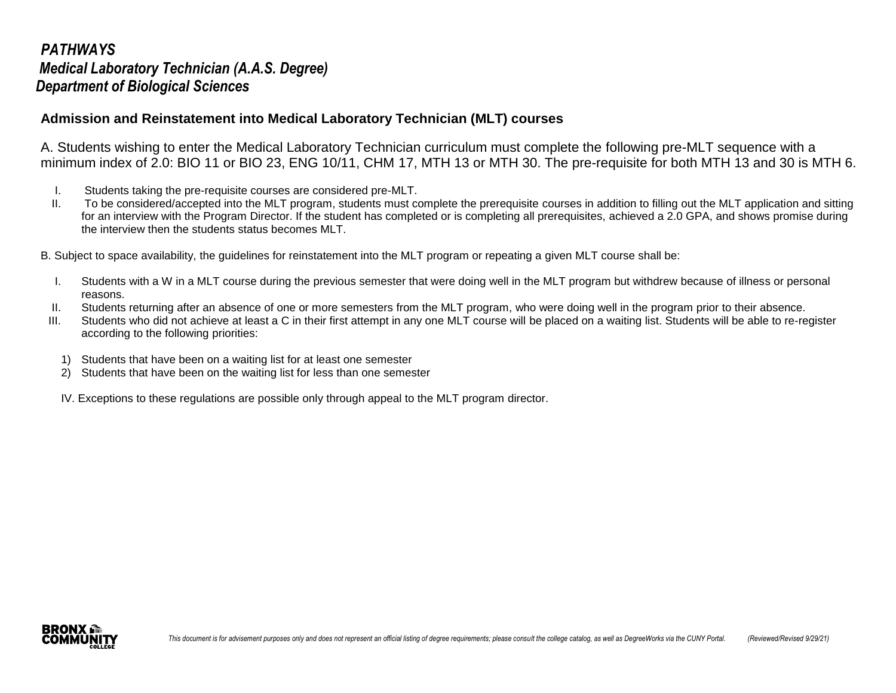***PATHWAYS***
***Medical Laboratory Technician (A.A.S. Degree)***
***Department of Biological Sciences***

## Admission and Reinstatement into Medical Laboratory Technician (MLT) courses

A. Students wishing to enter the Medical Laboratory Technician curriculum must complete the following pre-MLT sequence with a minimum index of 2.0: BIO 11 or BIO 23, ENG 10/11, CHM 17, MTH 13 or MTH 30. The pre-requisite for both MTH 13 and 30 is MTH 6.

I. Students taking the pre-requisite courses are considered pre-MLT.
II. To be considered/accepted into the MLT program, students must complete the prerequisite courses in addition to filling out the MLT application and sitting for an interview with the Program Director. If the student has completed or is completing all prerequisites, achieved a 2.0 GPA, and shows promise during the interview then the students status becomes MLT.

B. Subject to space availability, the guidelines for reinstatement into the MLT program or repeating a given MLT course shall be:

I. Students with a W in a MLT course during the previous semester that were doing well in the MLT program but withdrew because of illness or personal reasons.
II. Students returning after an absence of one or more semesters from the MLT program, who were doing well in the program prior to their absence.
III. Students who did not achieve at least a C in their first attempt in any one MLT course will be placed on a waiting list. Students will be able to re-register according to the following priorities:

1) Students that have been on a waiting list for at least one semester
2) Students that have been on the waiting list for less than one semester

IV. Exceptions to these regulations are possible only through appeal to the MLT program director.

*This document is for advisement purposes only and does not represent an official listing of degree requirements; please consult the college catalog, as well as DegreeWorks via the CUNY Portal.* *(Reviewed/Revised 9/29/21)*